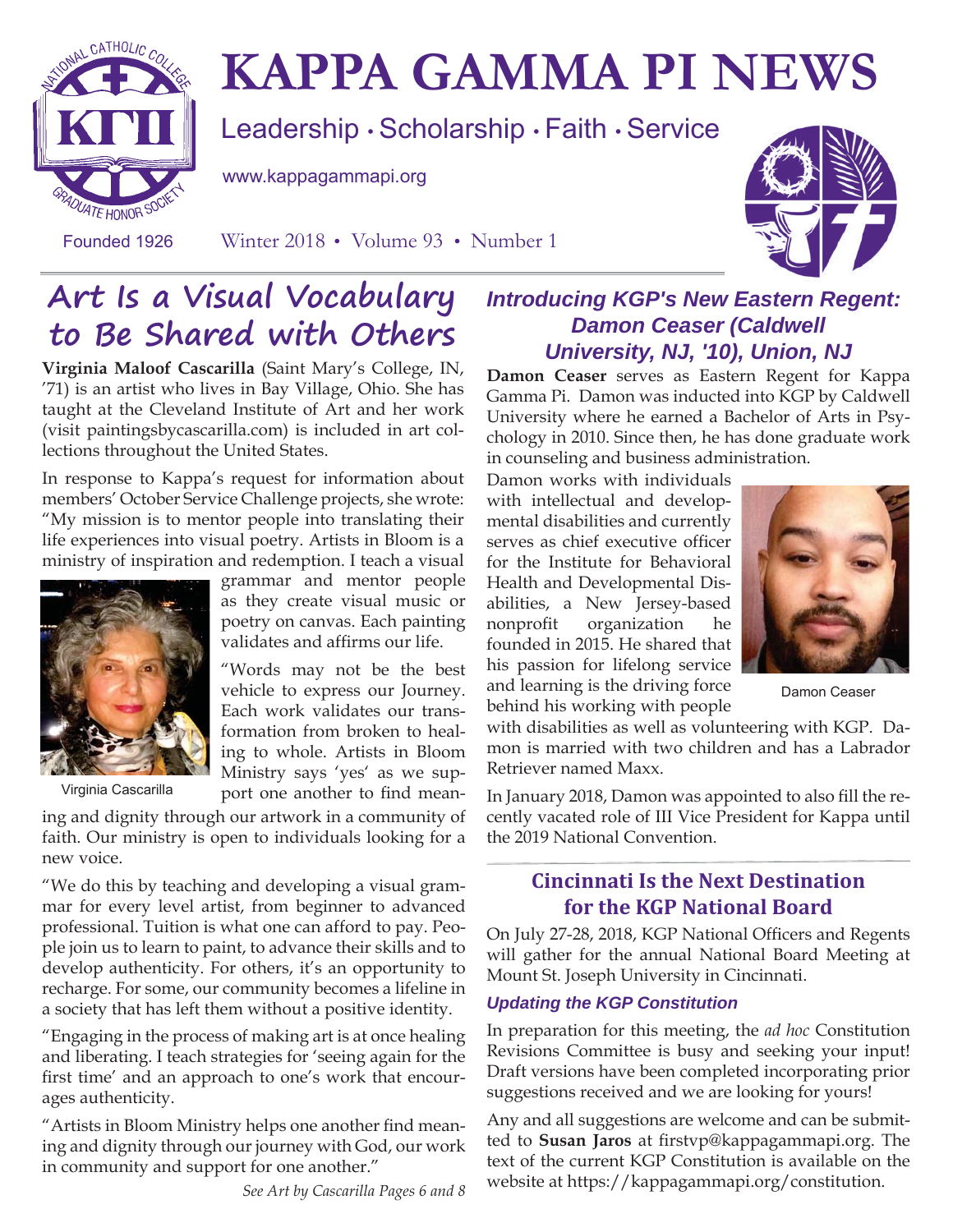# KAPPA GAMMA PI NEWS

Leadership • Scholarship • Faith • Service

www.kappagammapi.org

Founded 1926

Winter 2018 • Volume 93 • Number 1

## Art Is a Visual Vocabulary to Be Shared with Others

**Virginia Maloof Cascarilla** (Saint Mary's College, IN, '71) is an artist who lives in Bay Village, Ohio. She has taught at the Cleveland Institute of Art and her work (visit paintingsbycascarilla.com) is included in art collections throughout the United States.

In response to Kappa's request for information about members' October Service Challenge projects, she wrote: "My mission is to mentor people into translating their life experiences into visual poetry. Artists in Bloom is a ministry of inspiration and redemption. I teach a visual grammar and mentor people as they create visual music or poetry on canvas. Each painting validates and affirms our life.

Virginia Cascarilla

"Words may not be the best vehicle to express our Journey. Each work validates our transformation from broken to healing to whole. Artists in Bloom Ministry says 'yes' as we support one another to find meaning and dignity through our artwork in a community of faith. Our ministry is open to individuals looking for a new voice.

"We do this by teaching and developing a visual grammar for every level artist, from beginner to advanced professional. Tuition is what one can afford to pay. People join us to learn to paint, to advance their skills and to develop authenticity. For others, it's an opportunity to recharge. For some, our community becomes a lifeline in a society that has left them without a positive identity.

"Engaging in the process of making art is at once healing and liberating. I teach strategies for 'seeing again for the first time' and an approach to one's work that encourages authenticity.

"Artists in Bloom Ministry helps one another find meaning and dignity through our journey with God, our work in community and support for one another."

*See Art by Cascarilla Pages 6 and 8*

## *Introducing KGP's New Eastern Regent: Damon Ceaser (Caldwell University, NJ, '10), Union, NJ*

**Damon Ceaser** serves as Eastern Regent for Kappa Gamma Pi. Damon was inducted into KGP by Caldwell University where he earned a Bachelor of Arts in Psychology in 2010. Since then, he has done graduate work in counseling and business administration.

Damon works with individuals with intellectual and developmental disabilities and currently serves as chief executive officer for the Institute for Behavioral Health and Developmental Disabilities, a New Jersey-based nonprofit organization he founded in 2015. He shared that his passion for lifelong service and learning is the driving force behind his working with people with disabilities as well as volunteering with KGP. Damon is married with two children and has a Labrador Retriever named Maxx.

Damon Ceaser

In January 2018, Damon was appointed to also fill the recently vacated role of III Vice President for Kappa until the 2019 National Convention.

## Cincinnati Is the Next Destination for the KGP National Board

On July 27-28, 2018, KGP National Officers and Regents will gather for the annual National Board Meeting at Mount St. Joseph University in Cincinnati.

### *Updating the KGP Constitution*

In preparation for this meeting, the *ad hoc* Constitution Revisions Committee is busy and seeking your input! Draft versions have been completed incorporating prior suggestions received and we are looking for yours!

Any and all suggestions are welcome and can be submitted to **Susan Jaros** at firstvp@kappagammapi.org. The text of the current KGP Constitution is available on the website at https://kappagammapi.org/constitution.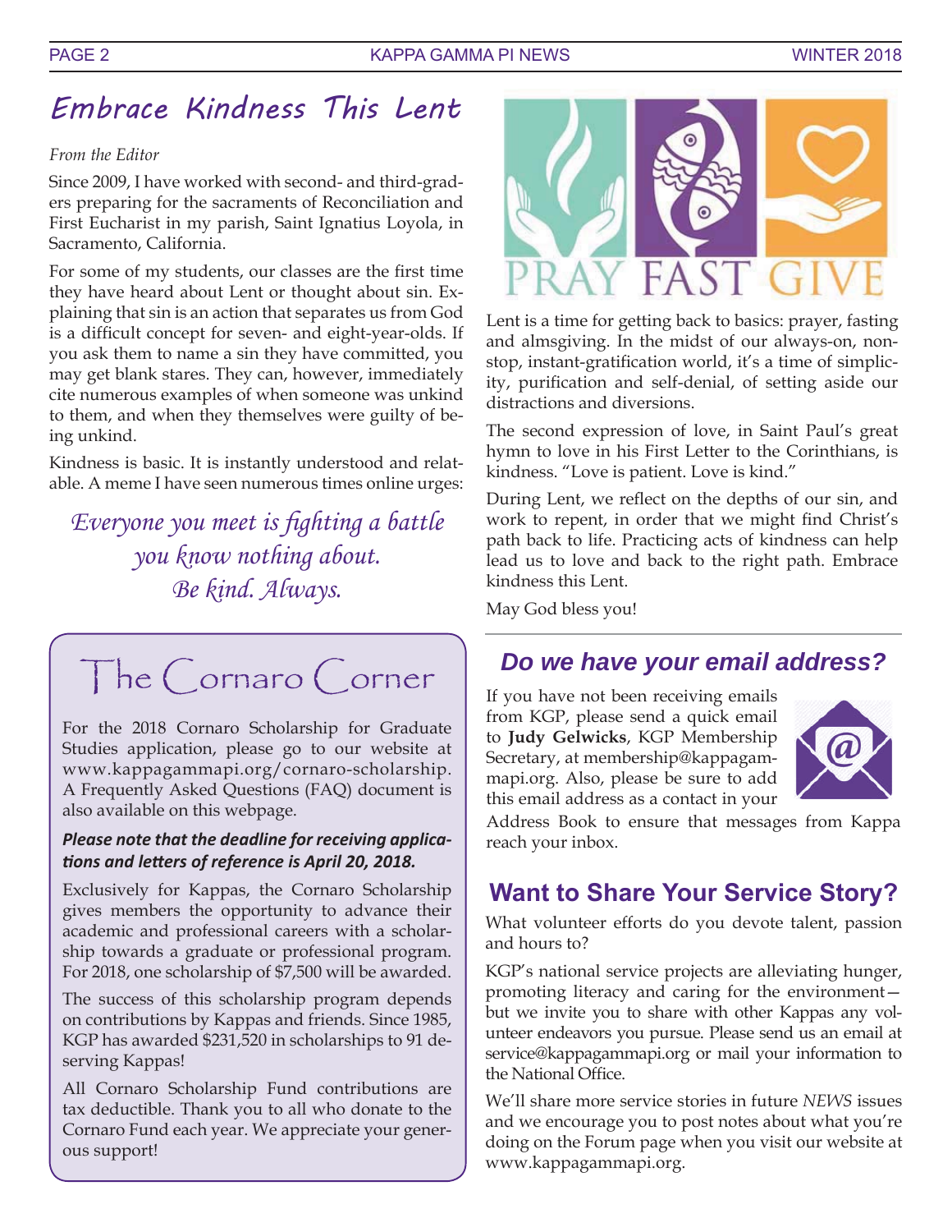# Embrace Kindness This Lent

*From the Editor*

Since 2009, I have worked with second- and third-graders preparing for the sacraments of Reconciliation and First Eucharist in my parish, Saint Ignatius Loyola, in Sacramento, California.

For some of my students, our classes are the first time they have heard about Lent or thought about sin. Explaining that sin is an action that separates us from God is a difficult concept for seven- and eight-year-olds. If you ask them to name a sin they have committed, you may get blank stares. They can, however, immediately cite numerous examples of when someone was unkind to them, and when they themselves were guilty of being unkind.

Kindness is basic. It is instantly understood and relatable. A meme I have seen numerous times online urges:

*Everyone you meet is fighting a battle you know nothing about. Be kind. Always.*

PRAY FAST GIVE

Lent is a time for getting back to basics: prayer, fasting and almsgiving. In the midst of our always-on, nonstop, instant-gratification world, it's a time of simplicity, purification and self-denial, of setting aside our distractions and diversions.

The second expression of love, in Saint Paul's great hymn to love in his First Letter to the Corinthians, is kindness. "Love is patient. Love is kind."

During Lent, we reflect on the depths of our sin, and work to repent, in order that we might find Christ's path back to life. Practicing acts of kindness can help lead us to love and back to the right path. Embrace kindness this Lent.

May God bless you!

## The Cornaro Corner

For the 2018 Cornaro Scholarship for Graduate Studies application, please go to our website at www.kappagammapi.org/cornaro-scholarship. A Frequently Asked Questions (FAQ) document is also available on this webpage.

***Please note that the deadline for receiving applications and letters of reference is April 20, 2018.***

Exclusively for Kappas, the Cornaro Scholarship gives members the opportunity to advance their academic and professional careers with a scholarship towards a graduate or professional program. For 2018, one scholarship of $7,500 will be awarded.

The success of this scholarship program depends on contributions by Kappas and friends. Since 1985, KGP has awarded $231,520 in scholarships to 91 deserving Kappas!

All Cornaro Scholarship Fund contributions are tax deductible. Thank you to all who donate to the Cornaro Fund each year. We appreciate your generous support!

## *Do we have your email address?*

If you have not been receiving emails from KGP, please send a quick email to **Judy Gelwicks**, KGP Membership Secretary, at membership@kappagammapi.org. Also, please be sure to add this email address as a contact in your Address Book to ensure that messages from Kappa reach your inbox.

## Want to Share Your Service Story?

What volunteer efforts do you devote talent, passion and hours to?

KGP's national service projects are alleviating hunger, promoting literacy and caring for the environment—but we invite you to share with other Kappas any volunteer endeavors you pursue. Please send us an email at service@kappagammapi.org or mail your information to the National Office.

We'll share more service stories in future *NEWS* issues and we encourage you to post notes about what you're doing on the Forum page when you visit our website at www.kappagammapi.org.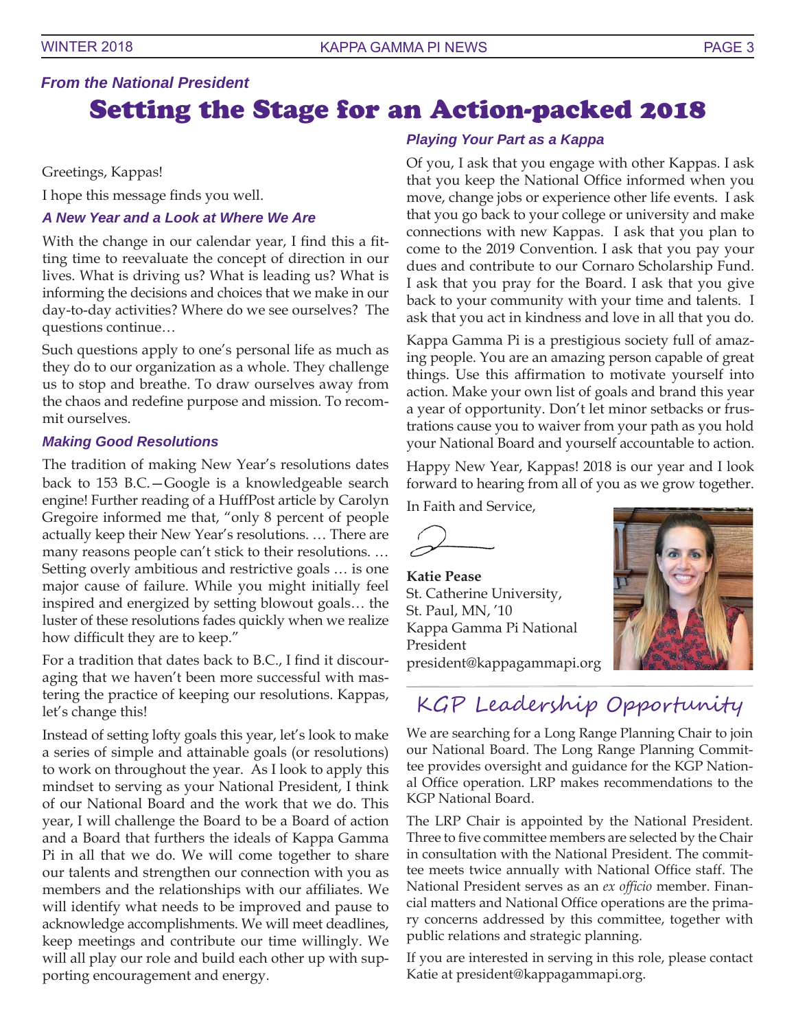*From the National President*

# Setting the Stage for an Action-packed 2018

Greetings, Kappas!

I hope this message finds you well.

### *A New Year and a Look at Where We Are*

With the change in our calendar year, I find this a fitting time to reevaluate the concept of direction in our lives. What is driving us? What is leading us? What is informing the decisions and choices that we make in our day-to-day activities? Where do we see ourselves? The questions continue…

Such questions apply to one's personal life as much as they do to our organization as a whole. They challenge us to stop and breathe. To draw ourselves away from the chaos and redefine purpose and mission. To recommit ourselves.

### *Making Good Resolutions*

The tradition of making New Year's resolutions dates back to 153 B.C.—Google is a knowledgeable search engine! Further reading of a HuffPost article by Carolyn Gregoire informed me that, "only 8 percent of people actually keep their New Year's resolutions. … There are many reasons people can't stick to their resolutions. … Setting overly ambitious and restrictive goals … is one major cause of failure. While you might initially feel inspired and energized by setting blowout goals… the luster of these resolutions fades quickly when we realize how difficult they are to keep."

For a tradition that dates back to B.C., I find it discouraging that we haven't been more successful with mastering the practice of keeping our resolutions. Kappas, let's change this!

Instead of setting lofty goals this year, let's look to make a series of simple and attainable goals (or resolutions) to work on throughout the year. As I look to apply this mindset to serving as your National President, I think of our National Board and the work that we do. This year, I will challenge the Board to be a Board of action and a Board that furthers the ideals of Kappa Gamma Pi in all that we do. We will come together to share our talents and strengthen our connection with you as members and the relationships with our affiliates. We will identify what needs to be improved and pause to acknowledge accomplishments. We will meet deadlines, keep meetings and contribute our time willingly. We will all play our role and build each other up with supporting encouragement and energy.

### *Playing Your Part as a Kappa*

Of you, I ask that you engage with other Kappas. I ask that you keep the National Office informed when you move, change jobs or experience other life events. I ask that you go back to your college or university and make connections with new Kappas. I ask that you plan to come to the 2019 Convention. I ask that you pay your dues and contribute to our Cornaro Scholarship Fund. I ask that you pray for the Board. I ask that you give back to your community with your time and talents. I ask that you act in kindness and love in all that you do.

Kappa Gamma Pi is a prestigious society full of amazing people. You are an amazing person capable of great things. Use this affirmation to motivate yourself into action. Make your own list of goals and brand this year a year of opportunity. Don't let minor setbacks or frustrations cause you to waiver from your path as you hold your National Board and yourself accountable to action.

Happy New Year, Kappas! 2018 is our year and I look forward to hearing from all of you as we grow together.

In Faith and Service,

**Katie Pease**
St. Catherine University,
St. Paul, MN, '10
Kappa Gamma Pi National President
president@kappagammapi.org

## KGP Leadership Opportunity

We are searching for a Long Range Planning Chair to join our National Board. The Long Range Planning Committee provides oversight and guidance for the KGP National Office operation. LRP makes recommendations to the KGP National Board.

The LRP Chair is appointed by the National President. Three to five committee members are selected by the Chair in consultation with the National President. The committee meets twice annually with National Office staff. The National President serves as an *ex officio* member. Financial matters and National Office operations are the primary concerns addressed by this committee, together with public relations and strategic planning.

If you are interested in serving in this role, please contact Katie at president@kappagammapi.org.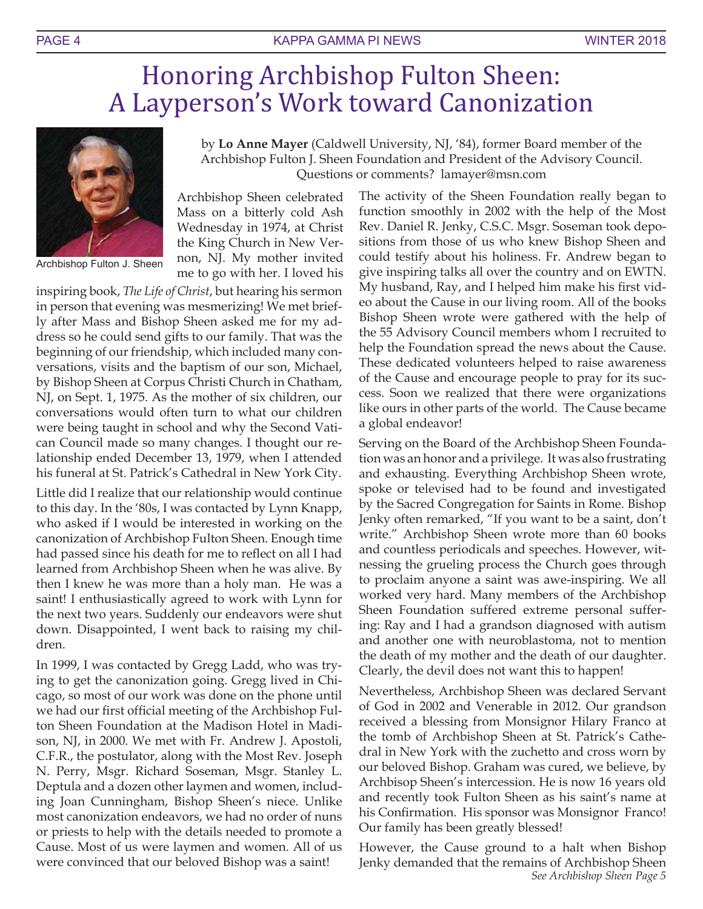# Honoring Archbishop Fulton Sheen: A Layperson's Work toward Canonization

Archbishop Fulton J. Sheen

by **Lo Anne Mayer** (Caldwell University, NJ, '84), former Board member of the Archbishop Fulton J. Sheen Foundation and President of the Advisory Council. Questions or comments? lamayer@msn.com

Archbishop Sheen celebrated Mass on a bitterly cold Ash Wednesday in 1974, at Christ the King Church in New Vernon, NJ. My mother invited me to go with her. I loved his inspiring book, *The Life of Christ*, but hearing his sermon in person that evening was mesmerizing! We met briefly after Mass and Bishop Sheen asked me for my address so he could send gifts to our family. That was the beginning of our friendship, which included many conversations, visits and the baptism of our son, Michael, by Bishop Sheen at Corpus Christi Church in Chatham, NJ, on Sept. 1, 1975. As the mother of six children, our conversations would often turn to what our children were being taught in school and why the Second Vatican Council made so many changes. I thought our relationship ended December 13, 1979, when I attended his funeral at St. Patrick's Cathedral in New York City.

Little did I realize that our relationship would continue to this day. In the '80s, I was contacted by Lynn Knapp, who asked if I would be interested in working on the canonization of Archbishop Fulton Sheen. Enough time had passed since his death for me to reflect on all I had learned from Archbishop Sheen when he was alive. By then I knew he was more than a holy man. He was a saint! I enthusiastically agreed to work with Lynn for the next two years. Suddenly our endeavors were shut down. Disappointed, I went back to raising my children.

In 1999, I was contacted by Gregg Ladd, who was trying to get the canonization going. Gregg lived in Chicago, so most of our work was done on the phone until we had our first official meeting of the Archbishop Fulton Sheen Foundation at the Madison Hotel in Madison, NJ, in 2000. We met with Fr. Andrew J. Apostoli, C.F.R., the postulator, along with the Most Rev. Joseph N. Perry, Msgr. Richard Soseman, Msgr. Stanley L. Deptula and a dozen other laymen and women, including Joan Cunningham, Bishop Sheen's niece. Unlike most canonization endeavors, we had no order of nuns or priests to help with the details needed to promote a Cause. Most of us were laymen and women. All of us were convinced that our beloved Bishop was a saint!

The activity of the Sheen Foundation really began to function smoothly in 2002 with the help of the Most Rev. Daniel R. Jenky, C.S.C. Msgr. Soseman took depositions from those of us who knew Bishop Sheen and could testify about his holiness. Fr. Andrew began to give inspiring talks all over the country and on EWTN. My husband, Ray, and I helped him make his first video about the Cause in our living room. All of the books Bishop Sheen wrote were gathered with the help of the 55 Advisory Council members whom I recruited to help the Foundation spread the news about the Cause. These dedicated volunteers helped to raise awareness of the Cause and encourage people to pray for its success. Soon we realized that there were organizations like ours in other parts of the world. The Cause became a global endeavor!

Serving on the Board of the Archbishop Sheen Foundation was an honor and a privilege. It was also frustrating and exhausting. Everything Archbishop Sheen wrote, spoke or televised had to be found and investigated by the Sacred Congregation for Saints in Rome. Bishop Jenky often remarked, "If you want to be a saint, don't write." Archbishop Sheen wrote more than 60 books and countless periodicals and speeches. However, witnessing the grueling process the Church goes through to proclaim anyone a saint was awe-inspiring. We all worked very hard. Many members of the Archbishop Sheen Foundation suffered extreme personal suffering: Ray and I had a grandson diagnosed with autism and another one with neuroblastoma, not to mention the death of my mother and the death of our daughter. Clearly, the devil does not want this to happen!

Nevertheless, Archbishop Sheen was declared Servant of God in 2002 and Venerable in 2012. Our grandson received a blessing from Monsignor Hilary Franco at the tomb of Archbishop Sheen at St. Patrick's Cathedral in New York with the zuchetto and cross worn by our beloved Bishop. Graham was cured, we believe, by Archbisop Sheen's intercession. He is now 16 years old and recently took Fulton Sheen as his saint's name at his Confirmation. His sponsor was Monsignor Franco! Our family has been greatly blessed!

However, the Cause ground to a halt when Bishop Jenky demanded that the remains of Archbishop Sheen

*See Archbishop Sheen Page 5*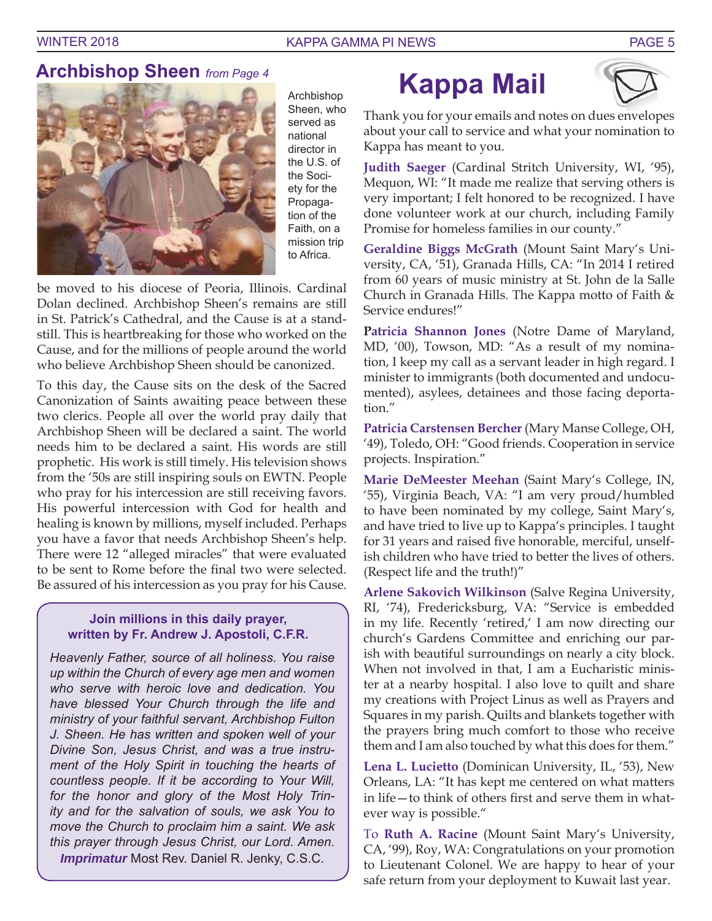## Archbishop Sheen *from Page 4*

Archbishop Sheen, who served as national director in the U.S. of the Society for the Propagation of the Faith, on a mission trip to Africa.

be moved to his diocese of Peoria, Illinois. Cardinal Dolan declined. Archbishop Sheen's remains are still in St. Patrick's Cathedral, and the Cause is at a standstill. This is heartbreaking for those who worked on the Cause, and for the millions of people around the world who believe Archbishop Sheen should be canonized.

To this day, the Cause sits on the desk of the Sacred Canonization of Saints awaiting peace between these two clerics. People all over the world pray daily that Archbishop Sheen will be declared a saint. The world needs him to be declared a saint. His words are still prophetic. His work is still timely. His television shows from the '50s are still inspiring souls on EWTN. People who pray for his intercession are still receiving favors. His powerful intercession with God for health and healing is known by millions, myself included. Perhaps you have a favor that needs Archbishop Sheen's help. There were 12 "alleged miracles" that were evaluated to be sent to Rome before the final two were selected. Be assured of his intercession as you pray for his Cause.

**Join millions in this daily prayer, written by Fr. Andrew J. Apostoli, C.F.R.**

*Heavenly Father, source of all holiness. You raise up within the Church of every age men and women who serve with heroic love and dedication. You have blessed Your Church through the life and ministry of your faithful servant, Archbishop Fulton J. Sheen. He has written and spoken well of your Divine Son, Jesus Christ, and was a true instrument of the Holy Spirit in touching the hearts of countless people. If it be according to Your Will, for the honor and glory of the Most Holy Trinity and for the salvation of souls, we ask You to move the Church to proclaim him a saint. We ask this prayer through Jesus Christ, our Lord. Amen.*

***Imprimatur*** Most Rev. Daniel R. Jenky, C.S.C.

# Kappa Mail

Thank you for your emails and notes on dues envelopes about your call to service and what your nomination to Kappa has meant to you.

**Judith Saeger** (Cardinal Stritch University, WI, '95), Mequon, WI: "It made me realize that serving others is very important; I felt honored to be recognized. I have done volunteer work at our church, including Family Promise for homeless families in our county."

**Geraldine Biggs McGrath** (Mount Saint Mary's University, CA, '51), Granada Hills, CA: "In 2014 I retired from 60 years of music ministry at St. John de la Salle Church in Granada Hills. The Kappa motto of Faith & Service endures!"

**Patricia Shannon Jones** (Notre Dame of Maryland, MD, '00), Towson, MD: "As a result of my nomination, I keep my call as a servant leader in high regard. I minister to immigrants (both documented and undocumented), asylees, detainees and those facing deportation."

**Patricia Carstensen Bercher** (Mary Manse College, OH, '49), Toledo, OH: "Good friends. Cooperation in service projects. Inspiration."

**Marie DeMeester Meehan** (Saint Mary's College, IN, '55), Virginia Beach, VA: "I am very proud/humbled to have been nominated by my college, Saint Mary's, and have tried to live up to Kappa's principles. I taught for 31 years and raised five honorable, merciful, unselfish children who have tried to better the lives of others. (Respect life and the truth!)"

**Arlene Sakovich Wilkinson** (Salve Regina University, RI, '74), Fredericksburg, VA: "Service is embedded in my life. Recently 'retired,' I am now directing our church's Gardens Committee and enriching our parish with beautiful surroundings on nearly a city block. When not involved in that, I am a Eucharistic minister at a nearby hospital. I also love to quilt and share my creations with Project Linus as well as Prayers and Squares in my parish. Quilts and blankets together with the prayers bring much comfort to those who receive them and I am also touched by what this does for them."

**Lena L. Lucietto** (Dominican University, IL, '53), New Orleans, LA: "It has kept me centered on what matters in life—to think of others first and serve them in whatever way is possible."

To **Ruth A. Racine** (Mount Saint Mary's University, CA, '99), Roy, WA: Congratulations on your promotion to Lieutenant Colonel. We are happy to hear of your safe return from your deployment to Kuwait last year.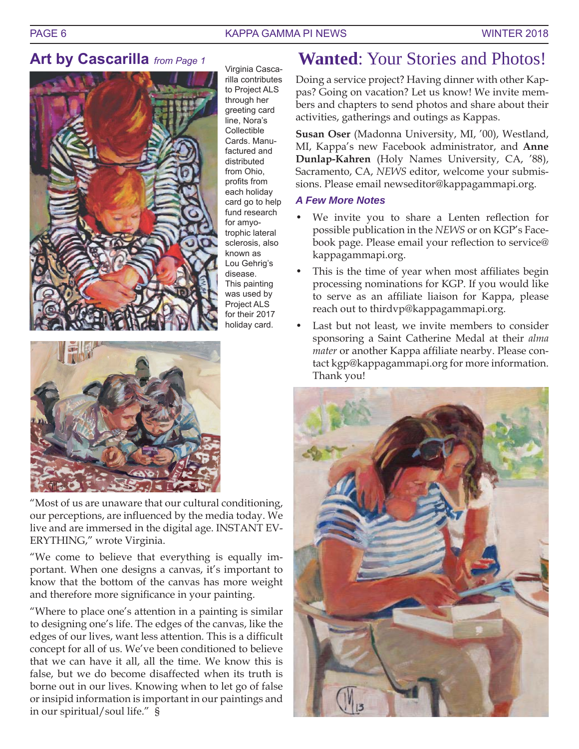## Art by Cascarilla *from Page 1*

Virginia Cascarilla contributes to Project ALS through her greeting card line, Nora's Collectible Cards. Manufactured and distributed from Ohio, profits from each holiday card go to help fund research for amyotrophic lateral sclerosis, also known as Lou Gehrig's disease. This painting was used by Project ALS for their 2017 holiday card.

"Most of us are unaware that our cultural conditioning, our perceptions, are influenced by the media today. We live and are immersed in the digital age. INSTANT EVERYTHING," wrote Virginia.

"We come to believe that everything is equally important. When one designs a canvas, it's important to know that the bottom of the canvas has more weight and therefore more significance in your painting.

"Where to place one's attention in a painting is similar to designing one's life. The edges of the canvas, like the edges of our lives, want less attention. This is a difficult concept for all of us. We've been conditioned to believe that we can have it all, all the time. We know this is false, but we do become disaffected when its truth is borne out in our lives. Knowing when to let go of false or insipid information is important in our paintings and in our spiritual/soul life." §

## **Wanted**: Your Stories and Photos!

Doing a service project? Having dinner with other Kappas? Going on vacation? Let us know! We invite members and chapters to send photos and share about their activities, gatherings and outings as Kappas.

**Susan Oser** (Madonna University, MI, '00), Westland, MI, Kappa's new Facebook administrator, and **Anne Dunlap-Kahren** (Holy Names University, CA, '88), Sacramento, CA, *NEWS* editor, welcome your submissions. Please email newseditor@kappagammapi.org.

### *A Few More Notes*

- We invite you to share a Lenten reflection for possible publication in the *NEWS* or on KGP's Facebook page. Please email your reflection to service@kappagammapi.org.
- This is the time of year when most affiliates begin processing nominations for KGP. If you would like to serve as an affiliate liaison for Kappa, please reach out to thirdvp@kappagammapi.org.
- Last but not least, we invite members to consider sponsoring a Saint Catherine Medal at their *alma mater* or another Kappa affiliate nearby. Please contact kgp@kappagammapi.org for more information. Thank you!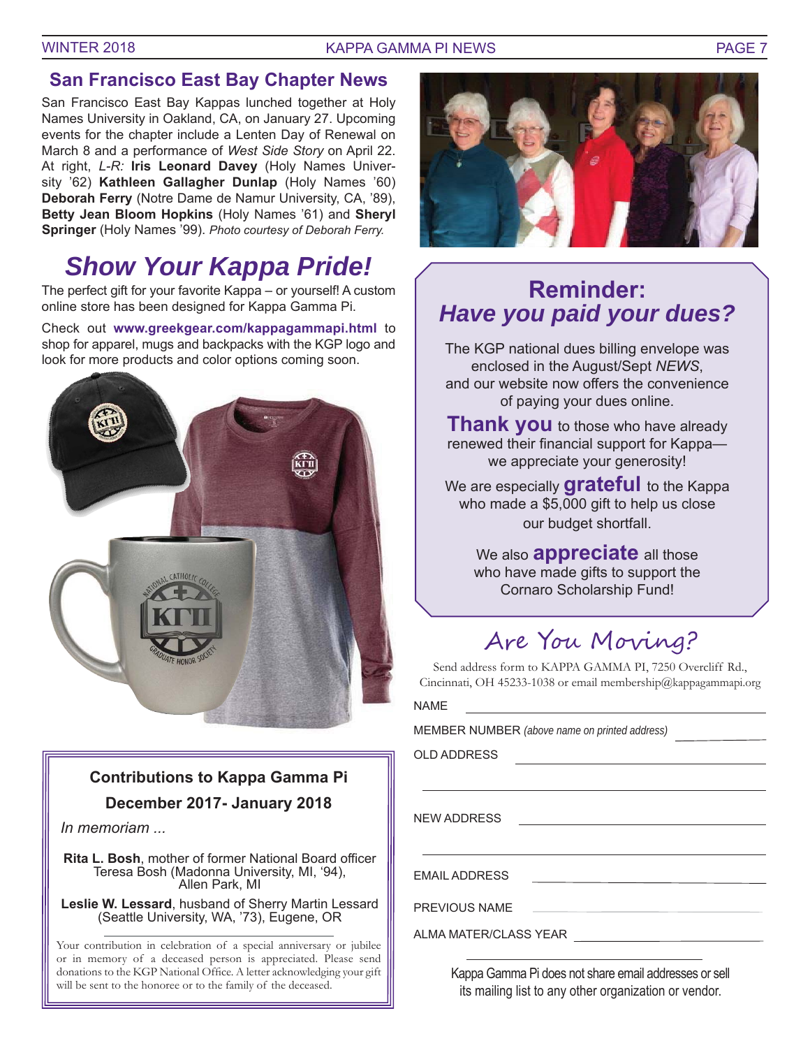## San Francisco East Bay Chapter News

San Francisco East Bay Kappas lunched together at Holy Names University in Oakland, CA, on January 27. Upcoming events for the chapter include a Lenten Day of Renewal on March 8 and a performance of *West Side Story* on April 22. At right, *L-R:* **Iris Leonard Davey** (Holy Names University '62) **Kathleen Gallagher Dunlap** (Holy Names '60) **Deborah Ferry** (Notre Dame de Namur University, CA, '89), **Betty Jean Bloom Hopkins** (Holy Names '61) and **Sheryl Springer** (Holy Names '99). *Photo courtesy of Deborah Ferry.*

## *Show Your Kappa Pride!*

The perfect gift for your favorite Kappa – or yourself! A custom online store has been designed for Kappa Gamma Pi.

Check out **www.greekgear.com/kappagammapi.html** to shop for apparel, mugs and backpacks with the KGP logo and look for more products and color options coming soon.

### Contributions to Kappa Gamma Pi
### December 2017- January 2018

*In memoriam ...*

**Rita L. Bosh**, mother of former National Board officer Teresa Bosh (Madonna University, MI, '94), Allen Park, MI

**Leslie W. Lessard**, husband of Sherry Martin Lessard (Seattle University, WA, '73), Eugene, OR

Your contribution in celebration of a special anniversary or jubilee or in memory of a deceased person is appreciated. Please send donations to the KGP National Office. A letter acknowledging your gift will be sent to the honoree or to the family of the deceased.

## Reminder: *Have you paid your dues?*

The KGP national dues billing envelope was enclosed in the August/Sept *NEWS*, and our website now offers the convenience of paying your dues online.

**Thank you** to those who have already renewed their financial support for Kappa—we appreciate your generosity!

We are especially **grateful** to the Kappa who made a $5,000 gift to help us close our budget shortfall.

We also **appreciate** all those who have made gifts to support the Cornaro Scholarship Fund!

## Are You Moving?

Send address form to KAPPA GAMMA PI, 7250 Overcliff Rd., Cincinnati, OH 45233-1038 or email membership@kappagammapi.org

NAME \_\_\_\_\_\_\_\_\_\_\_\_\_\_\_\_\_\_\_\_

MEMBER NUMBER *(above name on printed address)* \_\_\_\_\_\_\_\_\_\_

OLD ADDRESS \_\_\_\_\_\_\_\_\_\_\_\_\_\_\_\_\_\_\_\_

\_\_\_\_\_\_\_\_\_\_\_\_\_\_\_\_\_\_\_\_

NEW ADDRESS \_\_\_\_\_\_\_\_\_\_\_\_\_\_\_\_\_\_\_\_

\_\_\_\_\_\_\_\_\_\_\_\_\_\_\_\_\_\_\_\_

EMAIL ADDRESS \_\_\_\_\_\_\_\_\_\_\_\_\_\_\_\_\_\_\_\_

PREVIOUS NAME \_\_\_\_\_\_\_\_\_\_\_\_\_\_\_\_\_\_\_\_

ALMA MATER/CLASS YEAR \_\_\_\_\_\_\_\_\_\_\_\_\_\_\_\_\_\_\_\_

Kappa Gamma Pi does not share email addresses or sell its mailing list to any other organization or vendor.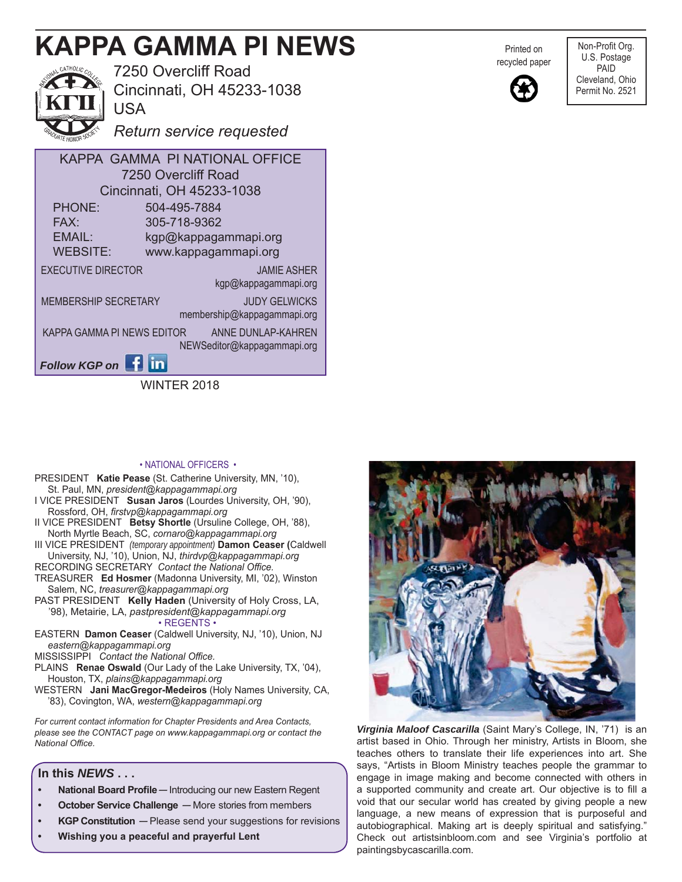# KAPPA GAMMA PI NEWS

7250 Overcliff Road
Cincinnati, OH 45233-1038
USA

*Return service requested*

Printed on recycled paper

Non-Profit Org.
U.S. Postage
PAID
Cleveland, Ohio
Permit No. 2521

KAPPA GAMMA PI NATIONAL OFFICE
7250 Overcliff Road
Cincinnati, OH 45233-1038

| | |
|---|---|
| PHONE: | 504-495-7884 |
| FAX: | 305-718-9362 |
| EMAIL: | kgp@kappagammapi.org |
| WEBSITE: | www.kappagammapi.org |

EXECUTIVE DIRECTOR — JAMIE ASHER, kgp@kappagammapi.org

MEMBERSHIP SECRETARY — JUDY GELWICKS, membership@kappagammapi.org

KAPPA GAMMA PI NEWS EDITOR — ANNE DUNLAP-KAHREN, NEWSeditor@kappagammapi.org

***Follow KGP on***

WINTER 2018

• NATIONAL OFFICERS •

PRESIDENT **Katie Pease** (St. Catherine University, MN, '10), St. Paul, MN, *president@kappagammapi.org*

I VICE PRESIDENT **Susan Jaros** (Lourdes University, OH, '90), Rossford, OH, *firstvp@kappagammapi.org*

II VICE PRESIDENT **Betsy Shortle** (Ursuline College, OH, '88), North Myrtle Beach, SC, *cornaro@kappagammapi.org*

III VICE PRESIDENT *(temporary appointment)* **Damon Ceaser (**Caldwell University, NJ, '10), Union, NJ, *thirdvp@kappagammapi.org*

RECORDING SECRETARY *Contact the National Office.*

TREASURER **Ed Hosmer** (Madonna University, MI, '02), Winston Salem, NC, *treasurer@kappagammapi.org*

PAST PRESIDENT **Kelly Haden** (University of Holy Cross, LA, '98), Metairie, LA, *pastpresident@kappagammapi.org*

• REGENTS •

EASTERN **Damon Ceaser** (Caldwell University, NJ, '10), Union, NJ *eastern@kappagammapi.org*

MISSISSIPPI *Contact the National Office.*

PLAINS **Renae Oswald** (Our Lady of the Lake University, TX, '04), Houston, TX, *plains@kappagammapi.org*

WESTERN **Jani MacGregor-Medeiros** (Holy Names University, CA, '83), Covington, WA, *western@kappagammapi.org*

*For current contact information for Chapter Presidents and Area Contacts, please see the CONTACT page on www.kappagammapi.org or contact the National Office.*

## In this *NEWS* . . .

- **National Board Profile** — Introducing our new Eastern Regent
- **October Service Challenge** — More stories from members
- **KGP Constitution** — Please send your suggestions for revisions
- **Wishing you a peaceful and prayerful Lent**

***Virginia Maloof Cascarilla*** (Saint Mary's College, IN, '71) is an artist based in Ohio. Through her ministry, Artists in Bloom, she teaches others to translate their life experiences into art. She says, "Artists in Bloom Ministry teaches people the grammar to engage in image making and become connected with others in a supported community and create art. Our objective is to fill a void that our secular world has created by giving people a new language, a new means of expression that is purposeful and autobiographical. Making art is deeply spiritual and satisfying." Check out artistsinbloom.com and see Virginia's portfolio at paintingsbycascarilla.com.